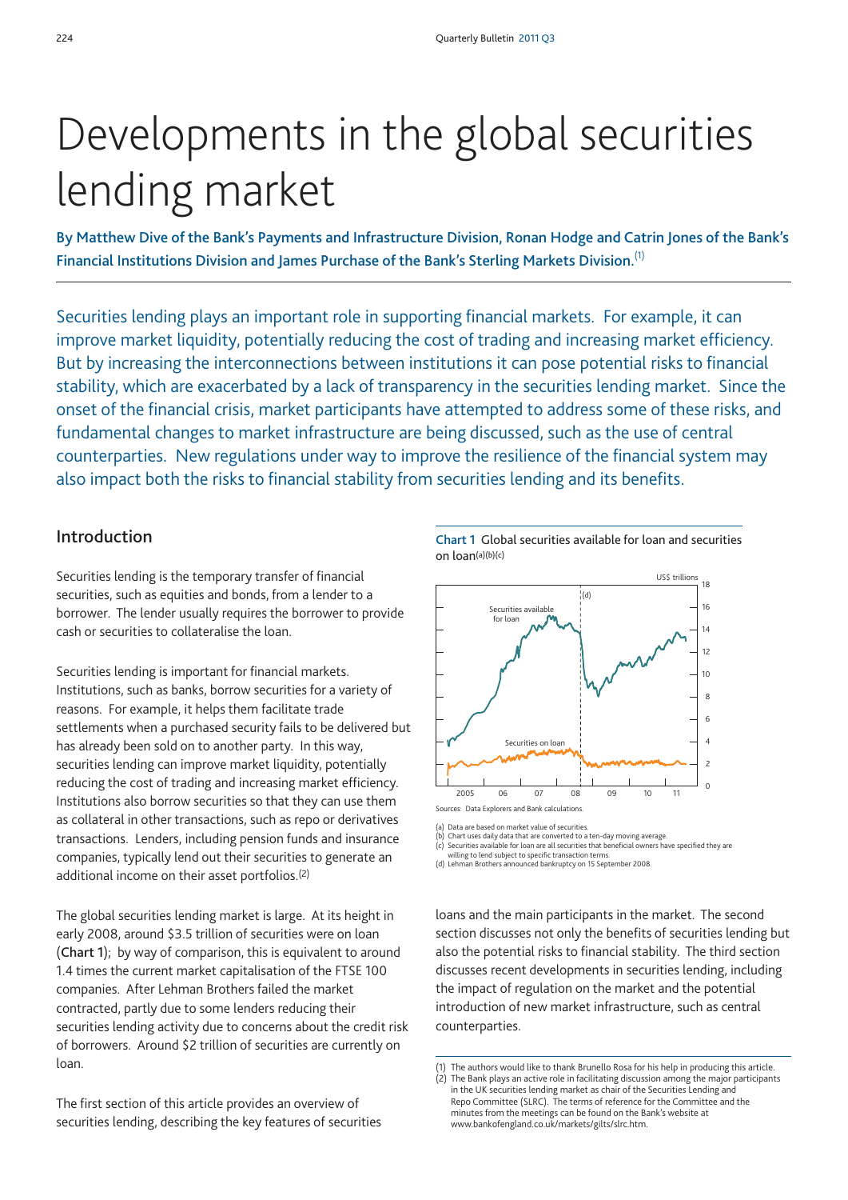// Developments in the global securities lending market

By Matthew Dive of the Bank's Payments and Infrastructure Division, Ronan Hodge and Catrin Jones of the Bank's Financial Institutions Division and James Purchase of the Bank's Sterling Markets Division.[1]

Securities lending plays an important role in supporting financial markets. For example, it can improve market liquidity, potentially reducing the cost of trading and increasing market efficiency. But by increasing the interconnections between institutions it can pose potential risks to financial stability, which are exacerbated by a lack of transparency in the securities lending market. Since the onset of the financial crisis, market participants have attempted to address some of these risks, and fundamental changes to market infrastructure are being discussed, such as the use of central counterparties. New regulations under way to improve the resilience of the financial system may also impact both the risks to financial stability from securities lending and its benefits.

## Introduction

Securities lending is the temporary transfer of financial securities, such as equities and bonds, from a lender to a borrower. The lender usually requires the borrower to provide cash or securities to collateralise the loan.

Securities lending is important for financial markets. Institutions, such as banks, borrow securities for a variety of reasons. For example, it helps them facilitate trade settlements when a purchased security fails to be delivered but has already been sold on to another party. In this way, securities lending can improve market liquidity, potentially reducing the cost of trading and increasing market efficiency. Institutions also borrow securities so that they can use them as collateral in other transactions, such as repo or derivatives transactions. Lenders, including pension funds and insurance companies, typically lend out their securities to generate an additional income on their asset portfolios.[2]

The global securities lending market is large. At its height in early 2008, around \$3.5 trillion of securities were on loan (**Chart 1**); by way of comparison, this is equivalent to around 1.4 times the current market capitalisation of the FTSE 100 companies. After Lehman Brothers failed the market contracted, partly due to some lenders reducing their securities lending activity due to concerns about the credit risk of borrowers. Around \$2 trillion of securities are currently on loan.

The first section of this article provides an overview of securities lending, describing the key features of securities loans and the main participants in the market. The second section discusses not only the benefits of securities lending but also the potential risks to financial stability. The third section discusses recent developments in securities lending, including the impact of regulation on the market and the potential introduction of new market infrastructure, such as central counterparties.

**Chart 1** Global securities available for loan and securities on loan(a)(b)(c)

US\$ trillions

18
16
14
12
10
8
6
4
2
0

Securities available for loan

Securities on loan

(d)

2005 06 07 08 09 10 11

Sources: Data Explorers and Bank calculations.

(a) Data are based on market value of securities.
(b) Chart uses daily data that are converted to a ten-day moving average.
(c) Securities available for loan are all securities that beneficial owners have specified they are willing to lend subject to specific transaction terms.
(d) Lehman Brothers announced bankruptcy on 15 September 2008.

(1) The authors would like to thank Brunello Rosa for his help in producing this article.
(2) The Bank plays an active role in facilitating discussion among the major participants in the UK securities lending market as chair of the Securities Lending and Repo Committee (SLRC). The terms of reference for the Committee and the minutes from the meetings can be found on the Bank's website at www.bankofengland.co.uk/markets/gilts/slrc.htm.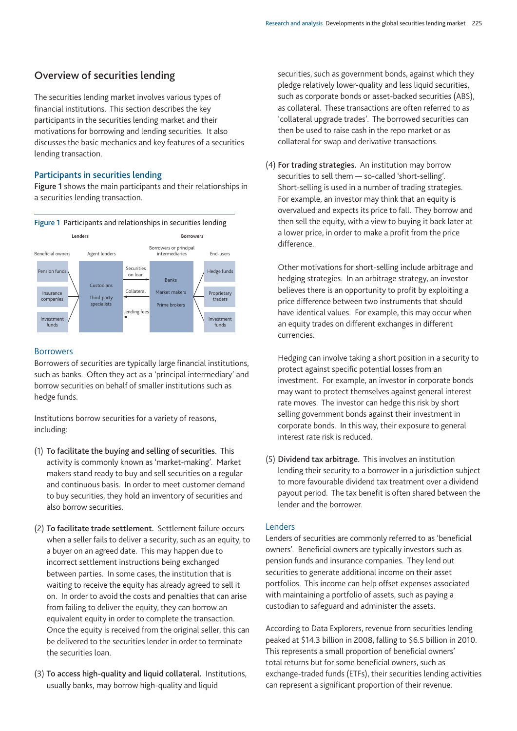## Overview of securities lending

The securities lending market involves various types of financial institutions. This section describes the key participants in the securities lending market and their motivations for borrowing and lending securities. It also discusses the basic mechanics and key features of a securities lending transaction.

### Participants in securities lending

**Figure 1** shows the main participants and their relationships in a securities lending transaction.

**Figure 1** Participants and relationships in securities lending

Lenders
Borrowers
Beneficial owners
Agent lenders
Borrowers or principal intermediaries
End-users
Pension funds
Insurance companies
Investment funds
Custodians
Third-party specialists
Securities on loan
Collateral
Lending fees
Banks
Market makers
Prime brokers
Hedge funds
Proprietary traders
Investment funds

### Borrowers

Borrowers of securities are typically large financial institutions, such as banks. Often they act as a 'principal intermediary' and borrow securities on behalf of smaller institutions such as hedge funds.

Institutions borrow securities for a variety of reasons, including:

(1) **To facilitate the buying and selling of securities.** This activity is commonly known as 'market-making'. Market makers stand ready to buy and sell securities on a regular and continuous basis. In order to meet customer demand to buy securities, they hold an inventory of securities and also borrow securities.

(2) **To facilitate trade settlement.** Settlement failure occurs when a seller fails to deliver a security, such as an equity, to a buyer on an agreed date. This may happen due to incorrect settlement instructions being exchanged between parties. In some cases, the institution that is waiting to receive the equity has already agreed to sell it on. In order to avoid the costs and penalties that can arise from failing to deliver the equity, they can borrow an equivalent equity in order to complete the transaction. Once the equity is received from the original seller, this can be delivered to the securities lender in order to terminate the securities loan.

(3) **To access high-quality and liquid collateral.** Institutions, usually banks, may borrow high-quality and liquid securities, such as government bonds, against which they pledge relatively lower-quality and less liquid securities, such as corporate bonds or asset-backed securities (ABS), as collateral. These transactions are often referred to as 'collateral upgrade trades'. The borrowed securities can then be used to raise cash in the repo market or as collateral for swap and derivative transactions.

(4) **For trading strategies.** An institution may borrow securities to sell them — so-called 'short-selling'. Short-selling is used in a number of trading strategies. For example, an investor may think that an equity is overvalued and expects its price to fall. They borrow and then sell the equity, with a view to buying it back later at a lower price, in order to make a profit from the price difference.

Other motivations for short-selling include arbitrage and hedging strategies. In an arbitrage strategy, an investor believes there is an opportunity to profit by exploiting a price difference between two instruments that should have identical values. For example, this may occur when an equity trades on different exchanges in different currencies.

Hedging can involve taking a short position in a security to protect against specific potential losses from an investment. For example, an investor in corporate bonds may want to protect themselves against general interest rate moves. The investor can hedge this risk by short selling government bonds against their investment in corporate bonds. In this way, their exposure to general interest rate risk is reduced.

(5) **Dividend tax arbitrage.** This involves an institution lending their security to a borrower in a jurisdiction subject to more favourable dividend tax treatment over a dividend payout period. The tax benefit is often shared between the lender and the borrower.

### Lenders

Lenders of securities are commonly referred to as 'beneficial owners'. Beneficial owners are typically investors such as pension funds and insurance companies. They lend out securities to generate additional income on their asset portfolios. This income can help offset expenses associated with maintaining a portfolio of assets, such as paying a custodian to safeguard and administer the assets.

According to Data Explorers, revenue from securities lending peaked at $14.3 billion in 2008, falling to $6.5 billion in 2010. This represents a small proportion of beneficial owners' total returns but for some beneficial owners, such as exchange-traded funds (ETFs), their securities lending activities can represent a significant proportion of their revenue.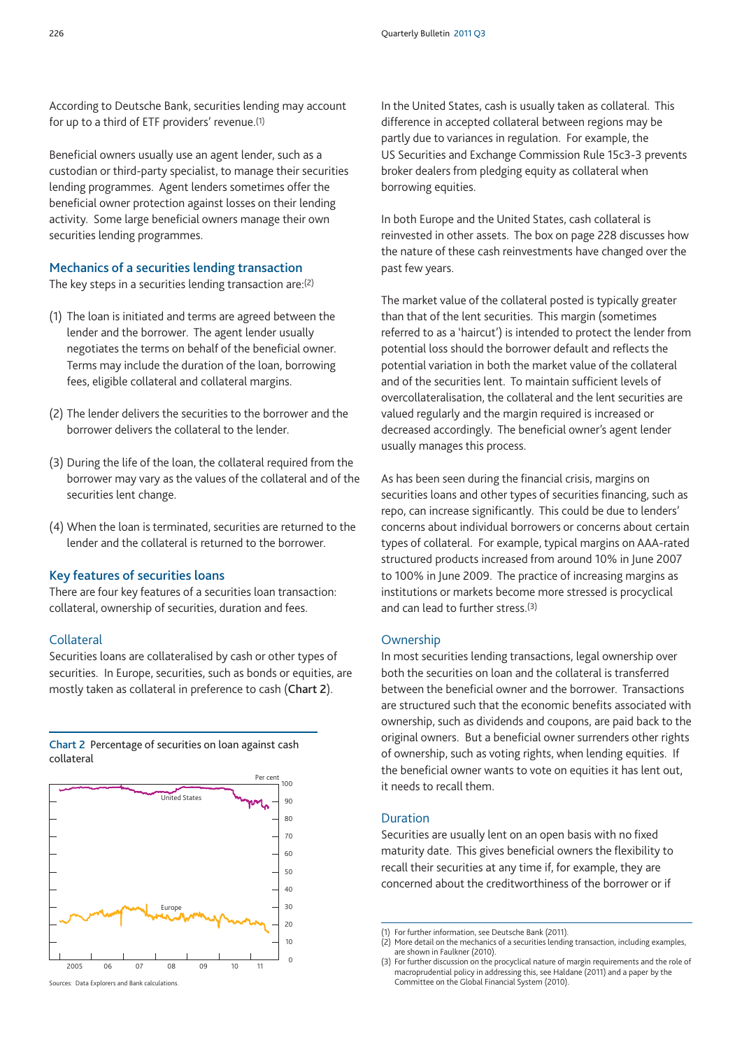According to Deutsche Bank, securities lending may account for up to a third of ETF providers' revenue.[1]

Beneficial owners usually use an agent lender, such as a custodian or third-party specialist, to manage their securities lending programmes. Agent lenders sometimes offer the beneficial owner protection against losses on their lending activity. Some large beneficial owners manage their own securities lending programmes.

## Mechanics of a securities lending transaction

The key steps in a securities lending transaction are:[2]

(1) The loan is initiated and terms are agreed between the lender and the borrower. The agent lender usually negotiates the terms on behalf of the beneficial owner. Terms may include the duration of the loan, borrowing fees, eligible collateral and collateral margins.

(2) The lender delivers the securities to the borrower and the borrower delivers the collateral to the lender.

(3) During the life of the loan, the collateral required from the borrower may vary as the values of the collateral and of the securities lent change.

(4) When the loan is terminated, securities are returned to the lender and the collateral is returned to the borrower.

## Key features of securities loans

There are four key features of a securities loan transaction: collateral, ownership of securities, duration and fees.

### Collateral

Securities loans are collateralised by cash or other types of securities. In Europe, securities, such as bonds or equities, are mostly taken as collateral in preference to cash (**Chart 2**).

**Chart 2** Percentage of securities on loan against cash collateral

Per cent
100
90
80
70
60
50
40
30
20
10
0
United States
Europe
2005 06 07 08 09 10 11

Sources: Data Explorers and Bank calculations.

In the United States, cash is usually taken as collateral. This difference in accepted collateral between regions may be partly due to variances in regulation. For example, the US Securities and Exchange Commission Rule 15c3-3 prevents broker dealers from pledging equity as collateral when borrowing equities.

In both Europe and the United States, cash collateral is reinvested in other assets. The box on page 228 discusses how the nature of these cash reinvestments have changed over the past few years.

The market value of the collateral posted is typically greater than that of the lent securities. This margin (sometimes referred to as a 'haircut') is intended to protect the lender from potential loss should the borrower default and reflects the potential variation in both the market value of the collateral and of the securities lent. To maintain sufficient levels of overcollateralisation, the collateral and the lent securities are valued regularly and the margin required is increased or decreased accordingly. The beneficial owner's agent lender usually manages this process.

As has been seen during the financial crisis, margins on securities loans and other types of securities financing, such as repo, can increase significantly. This could be due to lenders' concerns about individual borrowers or concerns about certain types of collateral. For example, typical margins on AAA-rated structured products increased from around 10% in June 2007 to 100% in June 2009. The practice of increasing margins as institutions or markets become more stressed is procyclical and can lead to further stress.[3]

### Ownership

In most securities lending transactions, legal ownership over both the securities on loan and the collateral is transferred between the beneficial owner and the borrower. Transactions are structured such that the economic benefits associated with ownership, such as dividends and coupons, are paid back to the original owners. But a beneficial owner surrenders other rights of ownership, such as voting rights, when lending equities. If the beneficial owner wants to vote on equities it has lent out, it needs to recall them.

### Duration

Securities are usually lent on an open basis with no fixed maturity date. This gives beneficial owners the flexibility to recall their securities at any time if, for example, they are concerned about the creditworthiness of the borrower or if

(1) For further information, see Deutsche Bank (2011).
(2) More detail on the mechanics of a securities lending transaction, including examples, are shown in Faulkner (2010).
(3) For further discussion on the procyclical nature of margin requirements and the role of macroprudential policy in addressing this, see Haldane (2011) and a paper by the Committee on the Global Financial System (2010).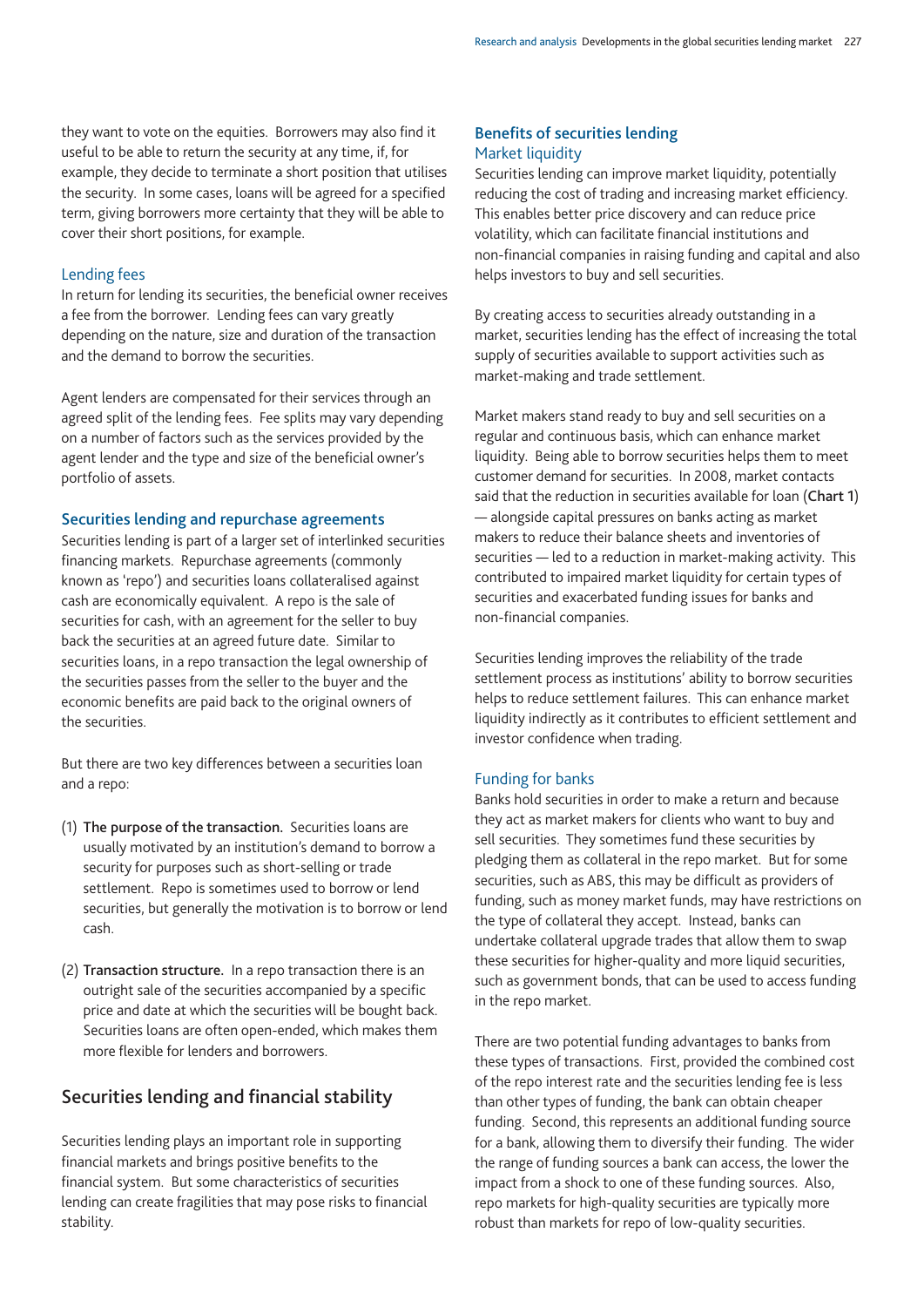they want to vote on the equities. Borrowers may also find it useful to be able to return the security at any time, if, for example, they decide to terminate a short position that utilises the security. In some cases, loans will be agreed for a specified term, giving borrowers more certainty that they will be able to cover their short positions, for example.

### Lending fees

In return for lending its securities, the beneficial owner receives a fee from the borrower. Lending fees can vary greatly depending on the nature, size and duration of the transaction and the demand to borrow the securities.

Agent lenders are compensated for their services through an agreed split of the lending fees. Fee splits may vary depending on a number of factors such as the services provided by the agent lender and the type and size of the beneficial owner's portfolio of assets.

### Securities lending and repurchase agreements

Securities lending is part of a larger set of interlinked securities financing markets. Repurchase agreements (commonly known as 'repo') and securities loans collateralised against cash are economically equivalent. A repo is the sale of securities for cash, with an agreement for the seller to buy back the securities at an agreed future date. Similar to securities loans, in a repo transaction the legal ownership of the securities passes from the seller to the buyer and the economic benefits are paid back to the original owners of the securities.

But there are two key differences between a securities loan and a repo:

(1) **The purpose of the transaction.** Securities loans are usually motivated by an institution's demand to borrow a security for purposes such as short-selling or trade settlement. Repo is sometimes used to borrow or lend securities, but generally the motivation is to borrow or lend cash.

(2) **Transaction structure.** In a repo transaction there is an outright sale of the securities accompanied by a specific price and date at which the securities will be bought back. Securities loans are often open-ended, which makes them more flexible for lenders and borrowers.

## Securities lending and financial stability

Securities lending plays an important role in supporting financial markets and brings positive benefits to the financial system. But some characteristics of securities lending can create fragilities that may pose risks to financial stability.

### Benefits of securities lending

#### Market liquidity

Securities lending can improve market liquidity, potentially reducing the cost of trading and increasing market efficiency. This enables better price discovery and can reduce price volatility, which can facilitate financial institutions and non-financial companies in raising funding and capital and also helps investors to buy and sell securities.

By creating access to securities already outstanding in a market, securities lending has the effect of increasing the total supply of securities available to support activities such as market-making and trade settlement.

Market makers stand ready to buy and sell securities on a regular and continuous basis, which can enhance market liquidity. Being able to borrow securities helps them to meet customer demand for securities. In 2008, market contacts said that the reduction in securities available for loan (**Chart 1**) — alongside capital pressures on banks acting as market makers to reduce their balance sheets and inventories of securities — led to a reduction in market-making activity. This contributed to impaired market liquidity for certain types of securities and exacerbated funding issues for banks and non-financial companies.

Securities lending improves the reliability of the trade settlement process as institutions' ability to borrow securities helps to reduce settlement failures. This can enhance market liquidity indirectly as it contributes to efficient settlement and investor confidence when trading.

#### Funding for banks

Banks hold securities in order to make a return and because they act as market makers for clients who want to buy and sell securities. They sometimes fund these securities by pledging them as collateral in the repo market. But for some securities, such as ABS, this may be difficult as providers of funding, such as money market funds, may have restrictions on the type of collateral they accept. Instead, banks can undertake collateral upgrade trades that allow them to swap these securities for higher-quality and more liquid securities, such as government bonds, that can be used to access funding in the repo market.

There are two potential funding advantages to banks from these types of transactions. First, provided the combined cost of the repo interest rate and the securities lending fee is less than other types of funding, the bank can obtain cheaper funding. Second, this represents an additional funding source for a bank, allowing them to diversify their funding. The wider the range of funding sources a bank can access, the lower the impact from a shock to one of these funding sources. Also, repo markets for high-quality securities are typically more robust than markets for repo of low-quality securities.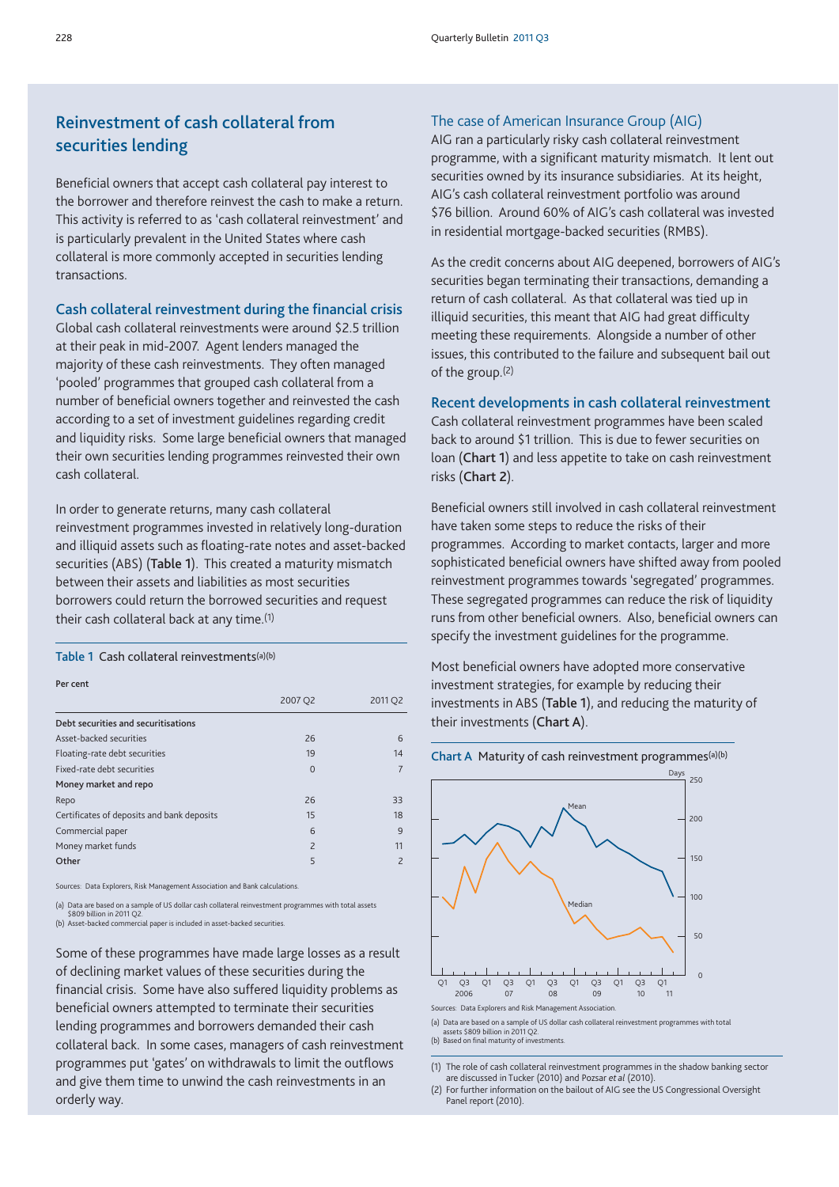## Reinvestment of cash collateral from securities lending

Beneficial owners that accept cash collateral pay interest to the borrower and therefore reinvest the cash to make a return. This activity is referred to as 'cash collateral reinvestment' and is particularly prevalent in the United States where cash collateral is more commonly accepted in securities lending transactions.

### Cash collateral reinvestment during the financial crisis

Global cash collateral reinvestments were around $2.5 trillion at their peak in mid-2007. Agent lenders managed the majority of these cash reinvestments. They often managed 'pooled' programmes that grouped cash collateral from a number of beneficial owners together and reinvested the cash according to a set of investment guidelines regarding credit and liquidity risks. Some large beneficial owners that managed their own securities lending programmes reinvested their own cash collateral.

In order to generate returns, many cash collateral reinvestment programmes invested in relatively long-duration and illiquid assets such as floating-rate notes and asset-backed securities (ABS) (**Table 1**). This created a maturity mismatch between their assets and liabilities as most securities borrowers could return the borrowed securities and request their cash collateral back at any time.[1]

**Table 1** Cash collateral reinvestments[(a)(b)]

Per cent

| | 2007 Q2 | 2011 Q2 |
|---|---|---|
| **Debt securities and securitisations** | | |
| Asset-backed securities | 26 | 6 |
| Floating-rate debt securities | 19 | 14 |
| Fixed-rate debt securities | 0 | 7 |
| **Money market and repo** | | |
| Repo | 26 | 33 |
| Certificates of deposits and bank deposits | 15 | 18 |
| Commercial paper | 6 | 9 |
| Money market funds | 2 | 11 |
| **Other** | 5 | 2 |

Sources: Data Explorers, Risk Management Association and Bank calculations.

(a) Data are based on a sample of US dollar cash collateral reinvestment programmes with total assets $809 billion in 2011 Q2.
(b) Asset-backed commercial paper is included in asset-backed securities.

Some of these programmes have made large losses as a result of declining market values of these securities during the financial crisis. Some have also suffered liquidity problems as beneficial owners attempted to terminate their securities lending programmes and borrowers demanded their cash collateral back. In some cases, managers of cash reinvestment programmes put 'gates' on withdrawals to limit the outflows and give them time to unwind the cash reinvestments in an orderly way.

### The case of American Insurance Group (AIG)

AIG ran a particularly risky cash collateral reinvestment programme, with a significant maturity mismatch. It lent out securities owned by its insurance subsidiaries. At its height, AIG's cash collateral reinvestment portfolio was around $76 billion. Around 60% of AIG's cash collateral was invested in residential mortgage-backed securities (RMBS).

As the credit concerns about AIG deepened, borrowers of AIG's securities began terminating their transactions, demanding a return of cash collateral. As that collateral was tied up in illiquid securities, this meant that AIG had great difficulty meeting these requirements. Alongside a number of other issues, this contributed to the failure and subsequent bail out of the group.[2]

### Recent developments in cash collateral reinvestment

Cash collateral reinvestment programmes have been scaled back to around $1 trillion. This is due to fewer securities on loan (**Chart 1**) and less appetite to take on cash reinvestment risks (**Chart 2**).

Beneficial owners still involved in cash collateral reinvestment have taken some steps to reduce the risks of their programmes. According to market contacts, larger and more sophisticated beneficial owners have shifted away from pooled reinvestment programmes towards 'segregated' programmes. These segregated programmes can reduce the risk of liquidity runs from other beneficial owners. Also, beneficial owners can specify the investment guidelines for the programme.

Most beneficial owners have adopted more conservative investment strategies, for example by reducing their investments in ABS (**Table 1**), and reducing the maturity of their investments (**Chart A**).

**Chart A** Maturity of cash reinvestment programmes[(a)(b)]

Days

250
200
150
100
50
0

Mean

Median

Q1 Q3 Q1 Q3 Q1 Q3 Q1 Q3 Q1 Q3 Q1
2006 07 08 09 10 11

Sources: Data Explorers and Risk Management Association.

(a) Data are based on a sample of US dollar cash collateral reinvestment programmes with total assets $809 billion in 2011 Q2.
(b) Based on final maturity of investments.

(1) The role of cash collateral reinvestment programmes in the shadow banking sector are discussed in Tucker (2010) and Pozsar *et al* (2010).
(2) For further information on the bailout of AIG see the US Congressional Oversight Panel report (2010).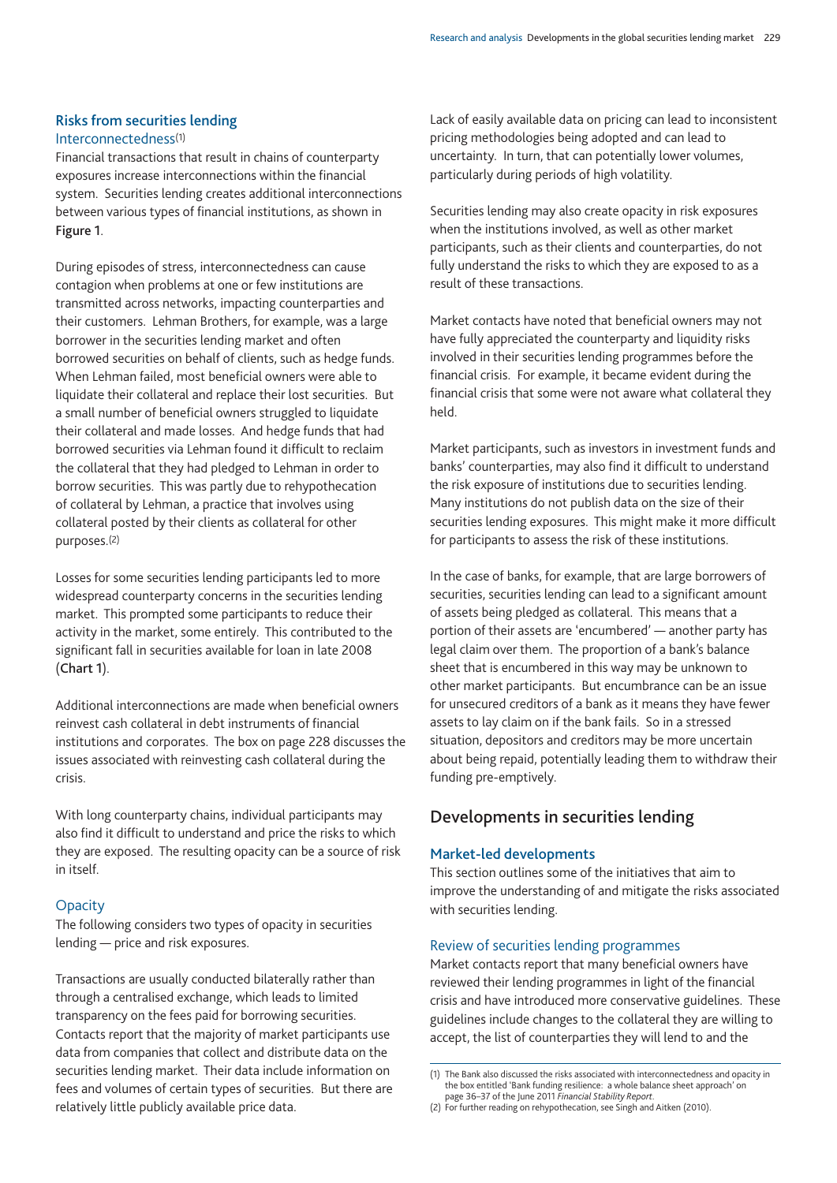## Risks from securities lending

### Interconnectedness[1]

Financial transactions that result in chains of counterparty exposures increase interconnections within the financial system. Securities lending creates additional interconnections between various types of financial institutions, as shown in **Figure 1**.

During episodes of stress, interconnectedness can cause contagion when problems at one or few institutions are transmitted across networks, impacting counterparties and their customers. Lehman Brothers, for example, was a large borrower in the securities lending market and often borrowed securities on behalf of clients, such as hedge funds. When Lehman failed, most beneficial owners were able to liquidate their collateral and replace their lost securities. But a small number of beneficial owners struggled to liquidate their collateral and made losses. And hedge funds that had borrowed securities via Lehman found it difficult to reclaim the collateral that they had pledged to Lehman in order to borrow securities. This was partly due to rehypothecation of collateral by Lehman, a practice that involves using collateral posted by their clients as collateral for other purposes.[2]

Losses for some securities lending participants led to more widespread counterparty concerns in the securities lending market. This prompted some participants to reduce their activity in the market, some entirely. This contributed to the significant fall in securities available for loan in late 2008 (**Chart 1**).

Additional interconnections are made when beneficial owners reinvest cash collateral in debt instruments of financial institutions and corporates. The box on page 228 discusses the issues associated with reinvesting cash collateral during the crisis.

With long counterparty chains, individual participants may also find it difficult to understand and price the risks to which they are exposed. The resulting opacity can be a source of risk in itself.

### Opacity

The following considers two types of opacity in securities lending — price and risk exposures.

Transactions are usually conducted bilaterally rather than through a centralised exchange, which leads to limited transparency on the fees paid for borrowing securities. Contacts report that the majority of market participants use data from companies that collect and distribute data on the securities lending market. Their data include information on fees and volumes of certain types of securities. But there are relatively little publicly available price data.

Lack of easily available data on pricing can lead to inconsistent pricing methodologies being adopted and can lead to uncertainty. In turn, that can potentially lower volumes, particularly during periods of high volatility.

Securities lending may also create opacity in risk exposures when the institutions involved, as well as other market participants, such as their clients and counterparties, do not fully understand the risks to which they are exposed to as a result of these transactions.

Market contacts have noted that beneficial owners may not have fully appreciated the counterparty and liquidity risks involved in their securities lending programmes before the financial crisis. For example, it became evident during the financial crisis that some were not aware what collateral they held.

Market participants, such as investors in investment funds and banks' counterparties, may also find it difficult to understand the risk exposure of institutions due to securities lending. Many institutions do not publish data on the size of their securities lending exposures. This might make it more difficult for participants to assess the risk of these institutions.

In the case of banks, for example, that are large borrowers of securities, securities lending can lead to a significant amount of assets being pledged as collateral. This means that a portion of their assets are 'encumbered' — another party has legal claim over them. The proportion of a bank's balance sheet that is encumbered in this way may be unknown to other market participants. But encumbrance can be an issue for unsecured creditors of a bank as it means they have fewer assets to lay claim on if the bank fails. So in a stressed situation, depositors and creditors may be more uncertain about being repaid, potentially leading them to withdraw their funding pre-emptively.

# Developments in securities lending

## Market-led developments

This section outlines some of the initiatives that aim to improve the understanding of and mitigate the risks associated with securities lending.

### Review of securities lending programmes

Market contacts report that many beneficial owners have reviewed their lending programmes in light of the financial crisis and have introduced more conservative guidelines. These guidelines include changes to the collateral they are willing to accept, the list of counterparties they will lend to and the

(1) The Bank also discussed the risks associated with interconnectedness and opacity in the box entitled 'Bank funding resilience: a whole balance sheet approach' on page 36–37 of the June 2011 *Financial Stability Report*.

(2) For further reading on rehypothecation, see Singh and Aitken (2010).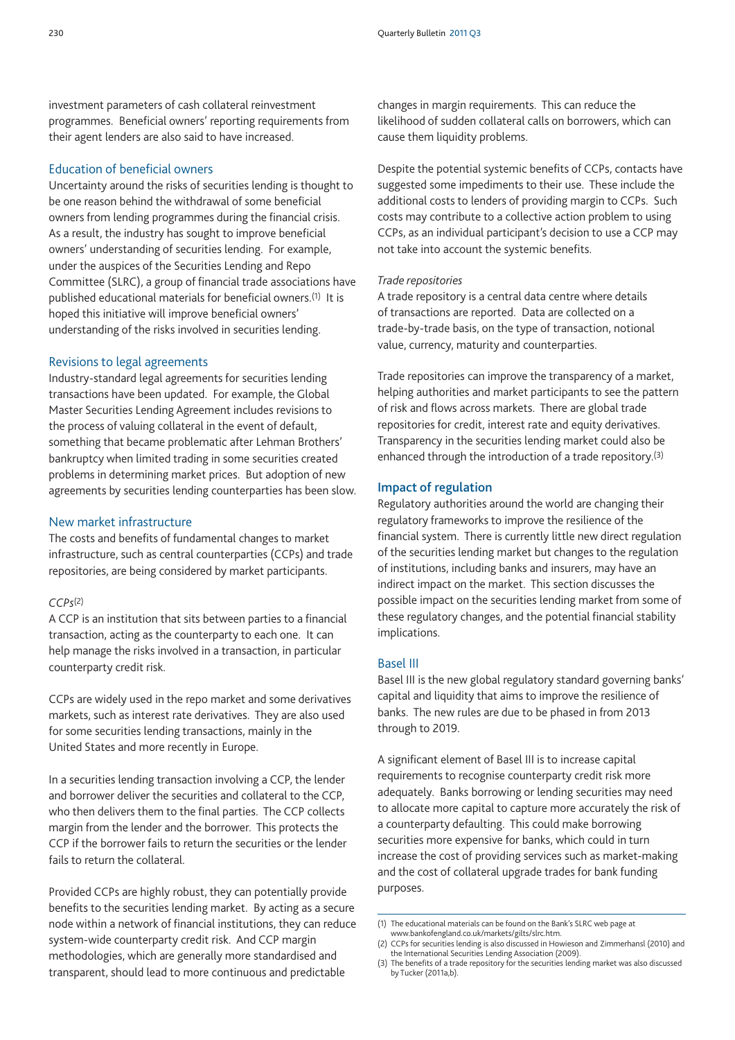investment parameters of cash collateral reinvestment programmes. Beneficial owners' reporting requirements from their agent lenders are also said to have increased.

### Education of beneficial owners

Uncertainty around the risks of securities lending is thought to be one reason behind the withdrawal of some beneficial owners from lending programmes during the financial crisis. As a result, the industry has sought to improve beneficial owners' understanding of securities lending. For example, under the auspices of the Securities Lending and Repo Committee (SLRC), a group of financial trade associations have published educational materials for beneficial owners.[1] It is hoped this initiative will improve beneficial owners' understanding of the risks involved in securities lending.

### Revisions to legal agreements

Industry-standard legal agreements for securities lending transactions have been updated. For example, the Global Master Securities Lending Agreement includes revisions to the process of valuing collateral in the event of default, something that became problematic after Lehman Brothers' bankruptcy when limited trading in some securities created problems in determining market prices. But adoption of new agreements by securities lending counterparties has been slow.

### New market infrastructure

The costs and benefits of fundamental changes to market infrastructure, such as central counterparties (CCPs) and trade repositories, are being considered by market participants.

#### *CCPs*[2]

A CCP is an institution that sits between parties to a financial transaction, acting as the counterparty to each one. It can help manage the risks involved in a transaction, in particular counterparty credit risk.

CCPs are widely used in the repo market and some derivatives markets, such as interest rate derivatives. They are also used for some securities lending transactions, mainly in the United States and more recently in Europe.

In a securities lending transaction involving a CCP, the lender and borrower deliver the securities and collateral to the CCP, who then delivers them to the final parties. The CCP collects margin from the lender and the borrower. This protects the CCP if the borrower fails to return the securities or the lender fails to return the collateral.

Provided CCPs are highly robust, they can potentially provide benefits to the securities lending market. By acting as a secure node within a network of financial institutions, they can reduce system-wide counterparty credit risk. And CCP margin methodologies, which are generally more standardised and transparent, should lead to more continuous and predictable changes in margin requirements. This can reduce the likelihood of sudden collateral calls on borrowers, which can cause them liquidity problems.

Despite the potential systemic benefits of CCPs, contacts have suggested some impediments to their use. These include the additional costs to lenders of providing margin to CCPs. Such costs may contribute to a collective action problem to using CCPs, as an individual participant's decision to use a CCP may not take into account the systemic benefits.

#### *Trade repositories*

A trade repository is a central data centre where details of transactions are reported. Data are collected on a trade-by-trade basis, on the type of transaction, notional value, currency, maturity and counterparties.

Trade repositories can improve the transparency of a market, helping authorities and market participants to see the pattern of risk and flows across markets. There are global trade repositories for credit, interest rate and equity derivatives. Transparency in the securities lending market could also be enhanced through the introduction of a trade repository.[3]

## Impact of regulation

Regulatory authorities around the world are changing their regulatory frameworks to improve the resilience of the financial system. There is currently little new direct regulation of the securities lending market but changes to the regulation of institutions, including banks and insurers, may have an indirect impact on the market. This section discusses the possible impact on the securities lending market from some of these regulatory changes, and the potential financial stability implications.

### Basel III

Basel III is the new global regulatory standard governing banks' capital and liquidity that aims to improve the resilience of banks. The new rules are due to be phased in from 2013 through to 2019.

A significant element of Basel III is to increase capital requirements to recognise counterparty credit risk more adequately. Banks borrowing or lending securities may need to allocate more capital to capture more accurately the risk of a counterparty defaulting. This could make borrowing securities more expensive for banks, which could in turn increase the cost of providing services such as market-making and the cost of collateral upgrade trades for bank funding purposes.

---

(1) The educational materials can be found on the Bank's SLRC web page at www.bankofengland.co.uk/markets/gilts/slrc.htm.
(2) CCPs for securities lending is also discussed in Howieson and Zimmerhansl (2010) and the International Securities Lending Association (2009).
(3) The benefits of a trade repository for the securities lending market was also discussed by Tucker (2011a,b).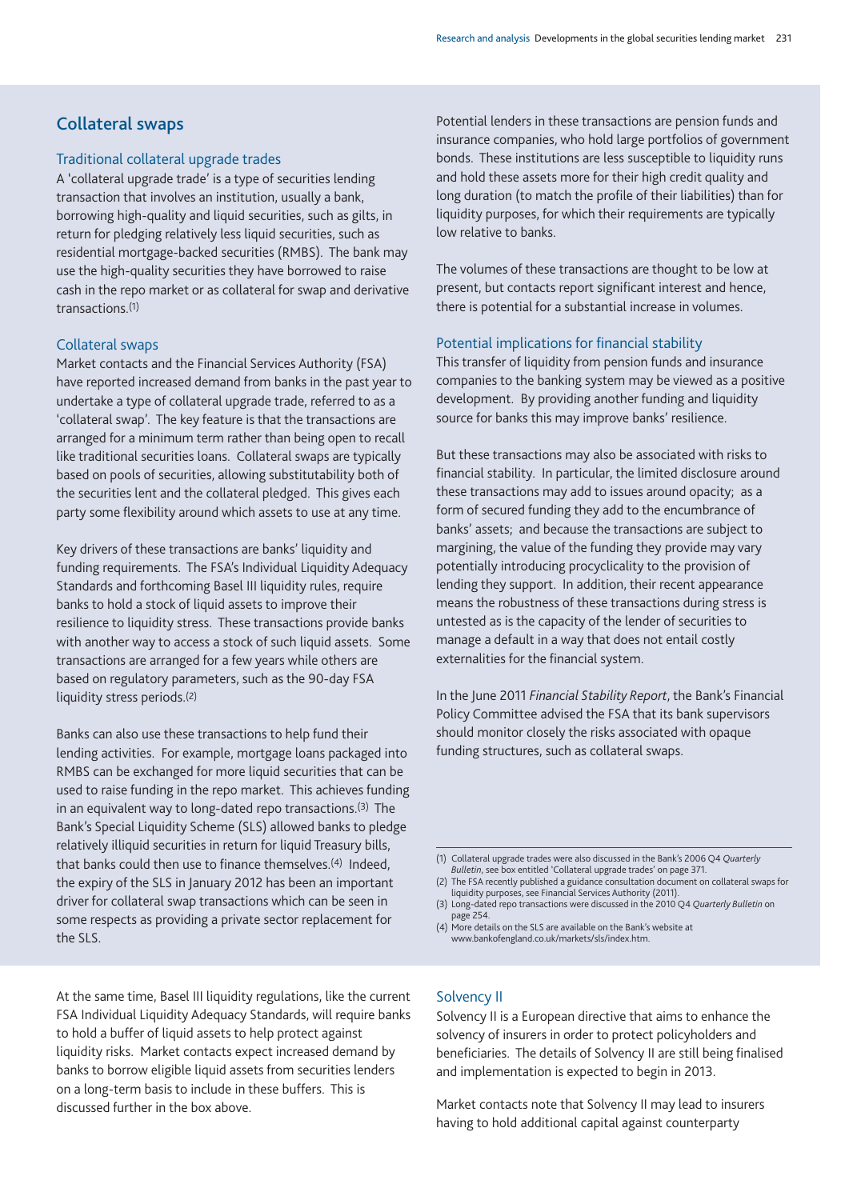## Collateral swaps

### Traditional collateral upgrade trades

A 'collateral upgrade trade' is a type of securities lending transaction that involves an institution, usually a bank, borrowing high-quality and liquid securities, such as gilts, in return for pledging relatively less liquid securities, such as residential mortgage-backed securities (RMBS). The bank may use the high-quality securities they have borrowed to raise cash in the repo market or as collateral for swap and derivative transactions.[1]

### Collateral swaps

Market contacts and the Financial Services Authority (FSA) have reported increased demand from banks in the past year to undertake a type of collateral upgrade trade, referred to as a 'collateral swap'. The key feature is that the transactions are arranged for a minimum term rather than being open to recall like traditional securities loans. Collateral swaps are typically based on pools of securities, allowing substitutability both of the securities lent and the collateral pledged. This gives each party some flexibility around which assets to use at any time.

Key drivers of these transactions are banks' liquidity and funding requirements. The FSA's Individual Liquidity Adequacy Standards and forthcoming Basel III liquidity rules, require banks to hold a stock of liquid assets to improve their resilience to liquidity stress. These transactions provide banks with another way to access a stock of such liquid assets. Some transactions are arranged for a few years while others are based on regulatory parameters, such as the 90-day FSA liquidity stress periods.[2]

Banks can also use these transactions to help fund their lending activities. For example, mortgage loans packaged into RMBS can be exchanged for more liquid securities that can be used to raise funding in the repo market. This achieves funding in an equivalent way to long-dated repo transactions.[3] The Bank's Special Liquidity Scheme (SLS) allowed banks to pledge relatively illiquid securities in return for liquid Treasury bills, that banks could then use to finance themselves.[4] Indeed, the expiry of the SLS in January 2012 has been an important driver for collateral swap transactions which can be seen in some respects as providing a private sector replacement for the SLS.

Potential lenders in these transactions are pension funds and insurance companies, who hold large portfolios of government bonds. These institutions are less susceptible to liquidity runs and hold these assets more for their high credit quality and long duration (to match the profile of their liabilities) than for liquidity purposes, for which their requirements are typically low relative to banks.

The volumes of these transactions are thought to be low at present, but contacts report significant interest and hence, there is potential for a substantial increase in volumes.

### Potential implications for financial stability

This transfer of liquidity from pension funds and insurance companies to the banking system may be viewed as a positive development. By providing another funding and liquidity source for banks this may improve banks' resilience.

But these transactions may also be associated with risks to financial stability. In particular, the limited disclosure around these transactions may add to issues around opacity; as a form of secured funding they add to the encumbrance of banks' assets; and because the transactions are subject to margining, the value of the funding they provide may vary potentially introducing procyclicality to the provision of lending they support. In addition, their recent appearance means the robustness of these transactions during stress is untested as is the capacity of the lender of securities to manage a default in a way that does not entail costly externalities for the financial system.

In the June 2011 *Financial Stability Report*, the Bank's Financial Policy Committee advised the FSA that its bank supervisors should monitor closely the risks associated with opaque funding structures, such as collateral swaps.

(1) Collateral upgrade trades were also discussed in the Bank's 2006 Q4 *Quarterly Bulletin*, see box entitled 'Collateral upgrade trades' on page 371.
(2) The FSA recently published a guidance consultation document on collateral swaps for liquidity purposes, see Financial Services Authority (2011).
(3) Long-dated repo transactions were discussed in the 2010 Q4 *Quarterly Bulletin* on page 254.
(4) More details on the SLS are available on the Bank's website at www.bankofengland.co.uk/markets/sls/index.htm.

At the same time, Basel III liquidity regulations, like the current FSA Individual Liquidity Adequacy Standards, will require banks to hold a buffer of liquid assets to help protect against liquidity risks. Market contacts expect increased demand by banks to borrow eligible liquid assets from securities lenders on a long-term basis to include in these buffers. This is discussed further in the box above.

### Solvency II

Solvency II is a European directive that aims to enhance the solvency of insurers in order to protect policyholders and beneficiaries. The details of Solvency II are still being finalised and implementation is expected to begin in 2013.

Market contacts note that Solvency II may lead to insurers having to hold additional capital against counterparty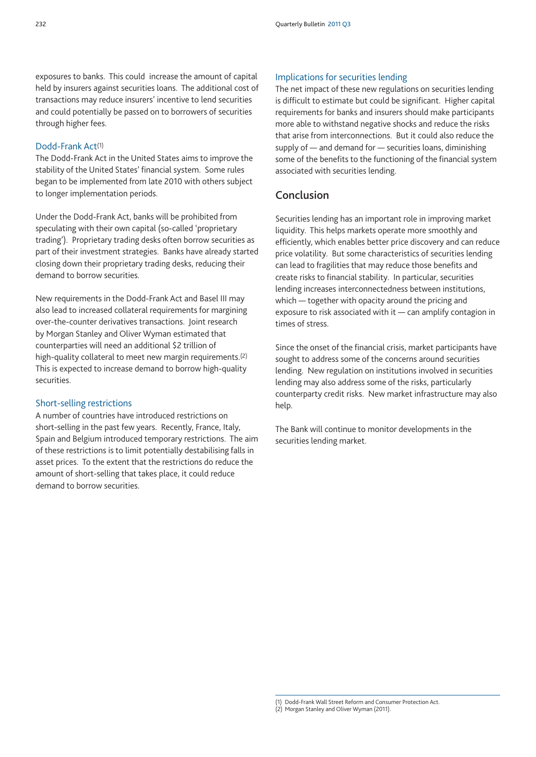exposures to banks. This could increase the amount of capital held by insurers against securities loans. The additional cost of transactions may reduce insurers' incentive to lend securities and could potentially be passed on to borrowers of securities through higher fees.

### Dodd-Frank Act[1]

The Dodd-Frank Act in the United States aims to improve the stability of the United States' financial system. Some rules began to be implemented from late 2010 with others subject to longer implementation periods.

Under the Dodd-Frank Act, banks will be prohibited from speculating with their own capital (so-called 'proprietary trading'). Proprietary trading desks often borrow securities as part of their investment strategies. Banks have already started closing down their proprietary trading desks, reducing their demand to borrow securities.

New requirements in the Dodd-Frank Act and Basel III may also lead to increased collateral requirements for margining over-the-counter derivatives transactions. Joint research by Morgan Stanley and Oliver Wyman estimated that counterparties will need an additional $2 trillion of high-quality collateral to meet new margin requirements.[2] This is expected to increase demand to borrow high-quality securities.

### Short-selling restrictions

A number of countries have introduced restrictions on short-selling in the past few years. Recently, France, Italy, Spain and Belgium introduced temporary restrictions. The aim of these restrictions is to limit potentially destabilising falls in asset prices. To the extent that the restrictions do reduce the amount of short-selling that takes place, it could reduce demand to borrow securities.

### Implications for securities lending

The net impact of these new regulations on securities lending is difficult to estimate but could be significant. Higher capital requirements for banks and insurers should make participants more able to withstand negative shocks and reduce the risks that arise from interconnections. But it could also reduce the supply of — and demand for — securities loans, diminishing some of the benefits to the functioning of the financial system associated with securities lending.

## Conclusion

Securities lending has an important role in improving market liquidity. This helps markets operate more smoothly and efficiently, which enables better price discovery and can reduce price volatility. But some characteristics of securities lending can lead to fragilities that may reduce those benefits and create risks to financial stability. In particular, securities lending increases interconnectedness between institutions, which — together with opacity around the pricing and exposure to risk associated with it — can amplify contagion in times of stress.

Since the onset of the financial crisis, market participants have sought to address some of the concerns around securities lending. New regulation on institutions involved in securities lending may also address some of the risks, particularly counterparty credit risks. New market infrastructure may also help.

The Bank will continue to monitor developments in the securities lending market.

(1) Dodd-Frank Wall Street Reform and Consumer Protection Act.
(2) Morgan Stanley and Oliver Wyman (2011).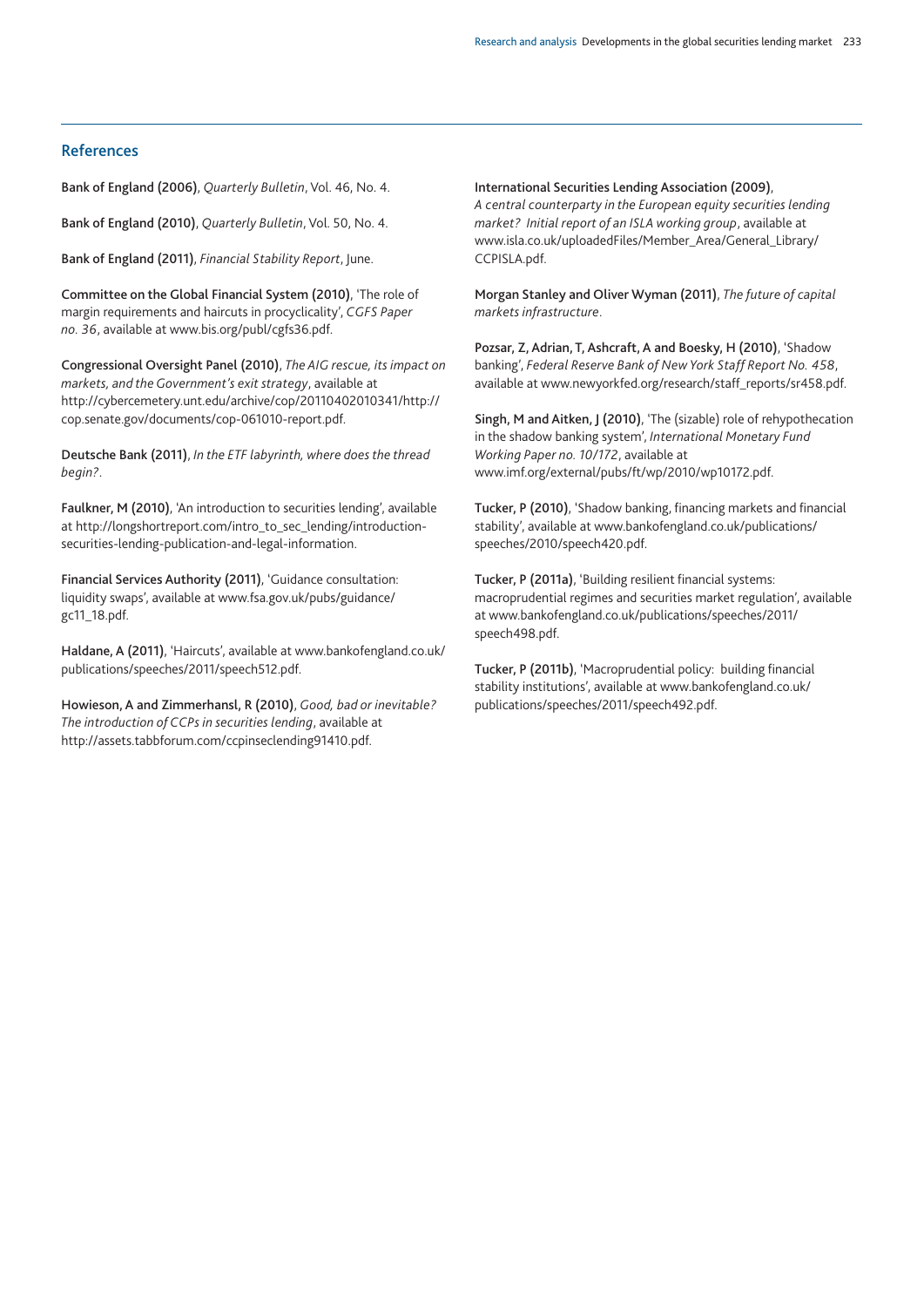## References

**Bank of England (2006)**, *Quarterly Bulletin*, Vol. 46, No. 4.

**Bank of England (2010)**, *Quarterly Bulletin*, Vol. 50, No. 4.

**Bank of England (2011)**, *Financial Stability Report*, June.

**Committee on the Global Financial System (2010)**, 'The role of margin requirements and haircuts in procyclicality', *CGFS Paper no. 36*, available at www.bis.org/publ/cgfs36.pdf.

**Congressional Oversight Panel (2010)**, *The AIG rescue, its impact on markets, and the Government's exit strategy*, available at http://cybercemetery.unt.edu/archive/cop/20110402010341/http://cop.senate.gov/documents/cop-061010-report.pdf.

**Deutsche Bank (2011)**, *In the ETF labyrinth, where does the thread begin?*.

**Faulkner, M (2010)**, 'An introduction to securities lending', available at http://longshortreport.com/intro_to_sec_lending/introduction-securities-lending-publication-and-legal-information.

**Financial Services Authority (2011)**, 'Guidance consultation: liquidity swaps', available at www.fsa.gov.uk/pubs/guidance/gc11_18.pdf.

**Haldane, A (2011)**, 'Haircuts', available at www.bankofengland.co.uk/publications/speeches/2011/speech512.pdf.

**Howieson, A and Zimmerhansl, R (2010)**, *Good, bad or inevitable? The introduction of CCPs in securities lending*, available at http://assets.tabbforum.com/ccpinseclending91410.pdf.

**International Securities Lending Association (2009)**, *A central counterparty in the European equity securities lending market? Initial report of an ISLA working group*, available at www.isla.co.uk/uploadedFiles/Member_Area/General_Library/CCPISLA.pdf.

**Morgan Stanley and Oliver Wyman (2011)**, *The future of capital markets infrastructure*.

**Pozsar, Z, Adrian, T, Ashcraft, A and Boesky, H (2010)**, 'Shadow banking', *Federal Reserve Bank of New York Staff Report No. 458*, available at www.newyorkfed.org/research/staff_reports/sr458.pdf.

**Singh, M and Aitken, J (2010)**, 'The (sizable) role of rehypothecation in the shadow banking system', *International Monetary Fund Working Paper no. 10/172*, available at www.imf.org/external/pubs/ft/wp/2010/wp10172.pdf.

**Tucker, P (2010)**, 'Shadow banking, financing markets and financial stability', available at www.bankofengland.co.uk/publications/speeches/2010/speech420.pdf.

**Tucker, P (2011a)**, 'Building resilient financial systems: macroprudential regimes and securities market regulation', available at www.bankofengland.co.uk/publications/speeches/2011/speech498.pdf.

**Tucker, P (2011b)**, 'Macroprudential policy: building financial stability institutions', available at www.bankofengland.co.uk/publications/speeches/2011/speech492.pdf.